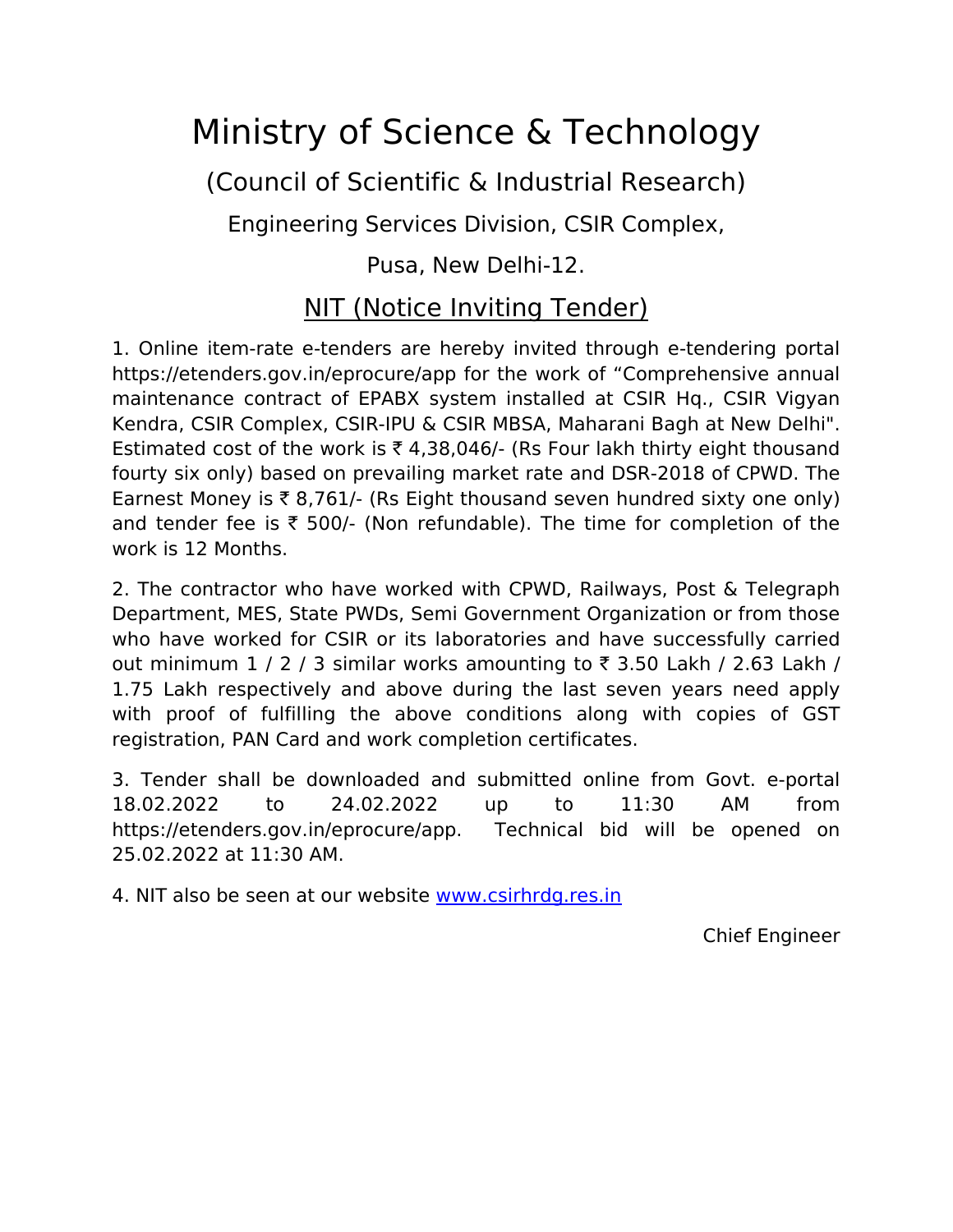# Ministry of Science & Technology

## (Council of Scientific & Industrial Research)

### Engineering Services Division, CSIR Complex,

### Pusa, New Delhi-12.

## NIT (Notice Inviting Tender)

1. Online item-rate e-tenders are hereby invited through e-tendering portal https://etenders.gov.in/eprocure/app for the work of "Comprehensive annual maintenance contract of EPABX system installed at CSIR Hq., CSIR Vigyan Kendra, CSIR Complex, CSIR-IPU & CSIR MBSA, Maharani Bagh at New Delhi". Estimated cost of the work is ₹ 4,38,046/- (Rs Four lakh thirty eight thousand fourty six only) based on prevailing market rate and DSR-2018 of CPWD. The Earnest Money is ₹ 8,761/- (Rs Eight thousand seven hundred sixty one only) and tender fee is ₹ 500/- (Non refundable). The time for completion of the work is 12 Months.

2. The contractor who have worked with CPWD, Railways, Post & Telegraph Department, MES, State PWDs, Semi Government Organization or from those who have worked for CSIR or its laboratories and have successfully carried out minimum 1 / 2 / 3 similar works amounting to ₹ 3.50 Lakh / 2.63 Lakh / 1.75 Lakh respectively and above during the last seven years need apply with proof of fulfilling the above conditions along with copies of GST registration, PAN Card and work completion certificates.

3. Tender shall be downloaded and submitted online from Govt. e-portal 18.02.2022 to 24.02.2022 up to 11:30 AM from https://etenders.gov.in/eprocure/app. Technical bid will be opened on 25.02.2022 at 11:30 AM.

4. NIT also be seen at our website [www.csirhrdg.res.in](www.csirhrdg.res.in)

Chief Engineer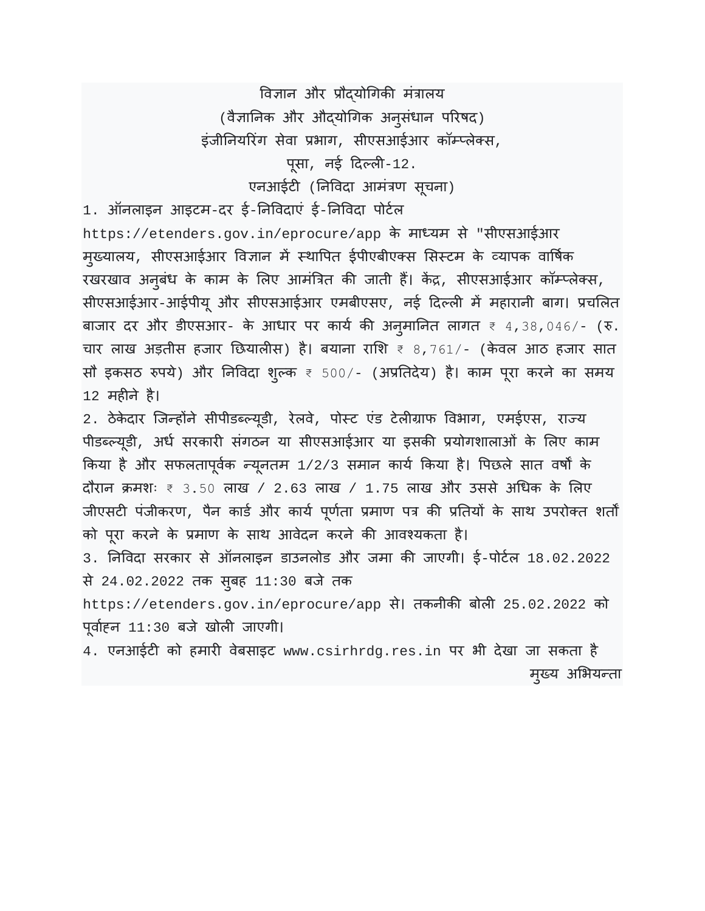विज्ञान और प्रौद्योगिकी मंत्रालय

(वैज्ञानिक और औद्योगिक अनुसंधान परिषद)

इंजीनियरिंग सेवा प्रभाग, सीएसआईआर कॉम्प्लेक्स,

पूसा, नई दिल्ली-12.

एनआईटी (निविदा आमंत्रण सूचना)

1. ऑनलाइन आइटम-दर ई-निविदाएं ई-निविदा पोर्टल https://etenders.gov.in/eprocure/app के माध्यम से "सीएसआईआर मुख्यालय, सीएसआईआर विज्ञान में स्थापित ईपीएबीएक्स सिस्टम के व्यापक वार्षिक रखरखाव अनुबंध के काम के लिए आमंत्रित की जाती हैं। केंद्र, सीएसआईआर कॉम्प्लेक्स, सीएसआईआर-आईपीयू और सीएसआईआर एमबीएसए, नई दिल्ली में महारानी बाग। प्रचलित बाजार दर और डीएसआर- के आधार पर कार्य की अनुमानित लागत ₹ 4,38,046/- (रु. चार लाख अड़तीस हजार छियालीस) है। बयाना राशि ₹ 8,761/- (केवल आठ हजार सात सौ इकसठ रुपये) और निविदा शुल्क ₹ 500/- (अप्रतिदेय) है। काम पूरा करने का समय 12 महीने है।

2. ठेकेदार जिन्होंने सीपीडब्ल्यूडी, रेलवे, पोस्ट एंड टेलीग्राफ विभाग, एमईएस, राज्य पीडब्ल्यूडी, अर्ध सरकारी संगठन या सीएसआईआर या इसकी प्रयोगशालाओं के लिए काम किया है और सफलतापूर्वक न्यूनतम 1/2/3 समान कार्य किया है। पिछले सात वर्षों के दौरान क्रमशः ₹ 3.50 लाख / 2.63 लाख / 1.75 लाख और उससे अधिक के लिए जीएसटी पंजीकरण, पैन कार्ड और कार्य पूर्णता प्रमाण पत्र की प्रतियों के साथ उपरोक्त शर्तों को पूरा करने के प्रमाण के साथ आवेदन करने की आवश्यकता है।

3. निविदा सरकार से ऑनलाइन डाउनलोड और जमा की जाएगी। ई-पोर्टल 18.02.2022 से 24.02.2022 तक सुबह 11:30 बजे तक https://etenders.gov.in/eprocure/app से। तकनीकी बोली 25.02.2022 को पूर्वाह्न 11:30 बजे खोली जाएगी।

4. एनआईटी को हमारी वेबसाइट www.csirhrdg.res.in पर भी देखा जा सकता है

मुख्य अभियन्ता